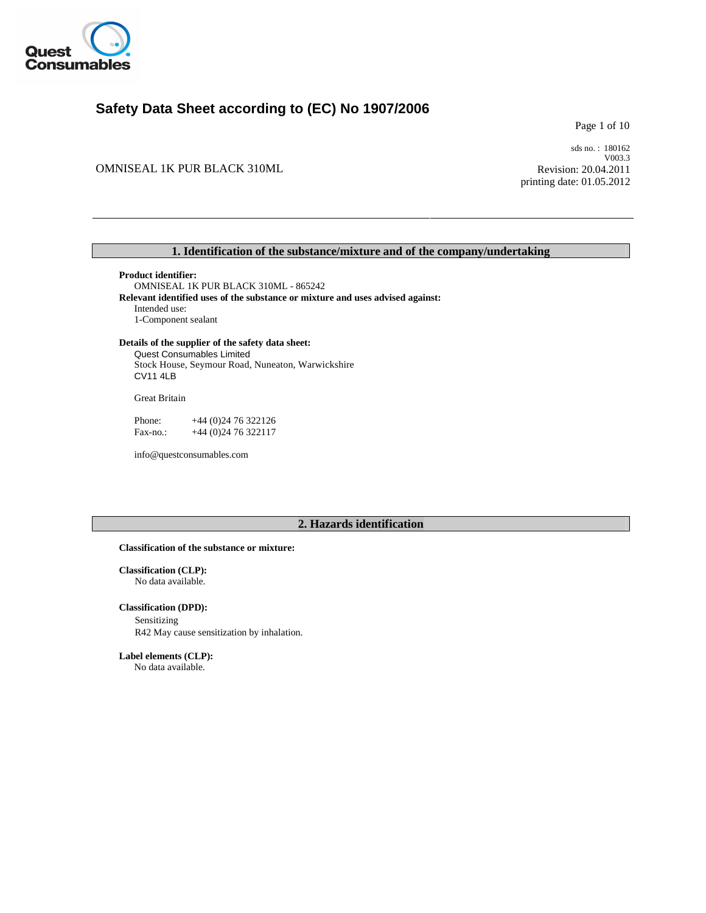# Safety Data Sheet according to (EC) No 1907/2006

OMNISEAL 1K PUR BLACK 310ML

sds no. : 180162
V003.3
Revision: 20.04.2011
printing date: 01.05.2012

## 1. Identification of the substance/mixture and of the company/undertaking

**Product identifier:**
OMNISEAL 1K PUR BLACK 310ML - 865242

**Relevant identified uses of the substance or mixture and uses advised against:**
Intended use:
1-Component sealant

**Details of the supplier of the safety data sheet:**
Quest Consumables Limited
Stock House, Seymour Road, Nuneaton, Warwickshire
CV11 4LB

Great Britain

Phone: +44 (0)24 76 322126
Fax-no.: +44 (0)24 76 322117

info@questconsumables.com

## 2. Hazards identification

**Classification of the substance or mixture:**

**Classification (CLP):**
No data available.

**Classification (DPD):**
Sensitizing
R42 May cause sensitization by inhalation.

**Label elements (CLP):**
No data available.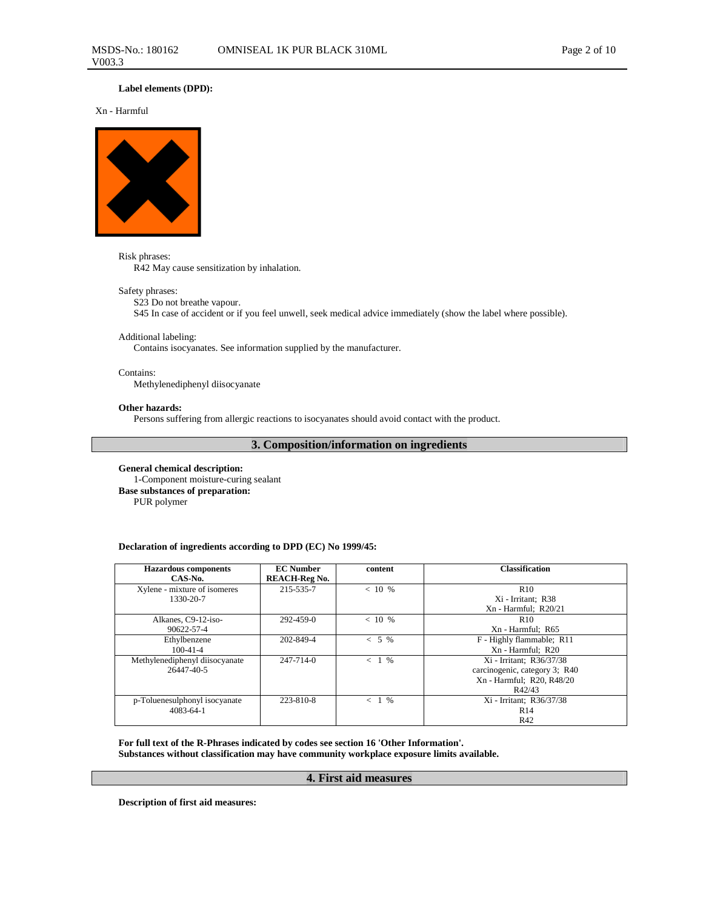**Label elements (DPD):**

Xn - Harmful

Risk phrases:
R42 May cause sensitization by inhalation.

Safety phrases:
S23 Do not breathe vapour.
S45 In case of accident or if you feel unwell, seek medical advice immediately (show the label where possible).

Additional labeling:
Contains isocyanates. See information supplied by the manufacturer.

Contains:
Methylenediphenyl diisocyanate

**Other hazards:**
Persons suffering from allergic reactions to isocyanates should avoid contact with the product.

## 3. Composition/information on ingredients

**General chemical description:**
1-Component moisture-curing sealant
**Base substances of preparation:**
PUR polymer

**Declaration of ingredients according to DPD (EC) No 1999/45:**

| Hazardous components CAS-No. | EC Number REACH-Reg No. | content | Classification |
|---|---|---|---|
| Xylene - mixture of isomeres 1330-20-7 | 215-535-7 | < 10 % | R10<br>Xi - Irritant; R38<br>Xn - Harmful; R20/21 |
| Alkanes, C9-12-iso- 90622-57-4 | 292-459-0 | < 10 % | R10<br>Xn - Harmful; R65 |
| Ethylbenzene 100-41-4 | 202-849-4 | < 5 % | F - Highly flammable; R11<br>Xn - Harmful; R20 |
| Methylenediphenyl diisocyanate 26447-40-5 | 247-714-0 | < 1 % | Xi - Irritant; R36/37/38<br>carcinogenic, category 3; R40<br>Xn - Harmful; R20, R48/20<br>R42/43 |
| p-Toluenesulphonyl isocyanate 4083-64-1 | 223-810-8 | < 1 % | Xi - Irritant; R36/37/38<br>R14<br>R42 |

**For full text of the R-Phrases indicated by codes see section 16 'Other Information'.**
**Substances without classification may have community workplace exposure limits available.**

## 4. First aid measures

**Description of first aid measures:**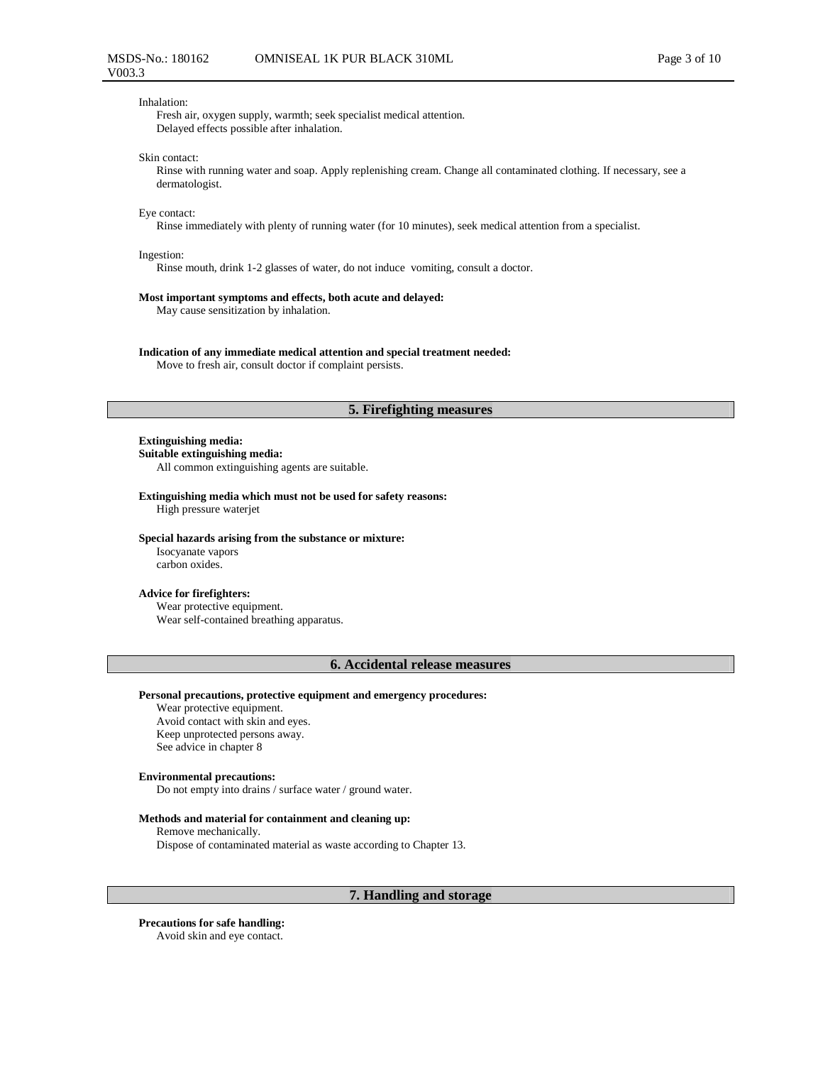Inhalation:
Fresh air, oxygen supply, warmth; seek specialist medical attention.
Delayed effects possible after inhalation.

Skin contact:
Rinse with running water and soap. Apply replenishing cream. Change all contaminated clothing. If necessary, see a dermatologist.

Eye contact:
Rinse immediately with plenty of running water (for 10 minutes), seek medical attention from a specialist.

Ingestion:
Rinse mouth, drink 1-2 glasses of water, do not induce vomiting, consult a doctor.

**Most important symptoms and effects, both acute and delayed:**
May cause sensitization by inhalation.

**Indication of any immediate medical attention and special treatment needed:**
Move to fresh air, consult doctor if complaint persists.

## 5. Firefighting measures

**Extinguishing media:**
**Suitable extinguishing media:**
All common extinguishing agents are suitable.

**Extinguishing media which must not be used for safety reasons:**
High pressure waterjet

**Special hazards arising from the substance or mixture:**
Isocyanate vapors
carbon oxides.

**Advice for firefighters:**
Wear protective equipment.
Wear self-contained breathing apparatus.

## 6. Accidental release measures

**Personal precautions, protective equipment and emergency procedures:**
Wear protective equipment.
Avoid contact with skin and eyes.
Keep unprotected persons away.
See advice in chapter 8

**Environmental precautions:**
Do not empty into drains / surface water / ground water.

**Methods and material for containment and cleaning up:**
Remove mechanically.
Dispose of contaminated material as waste according to Chapter 13.

## 7. Handling and storage

**Precautions for safe handling:**
Avoid skin and eye contact.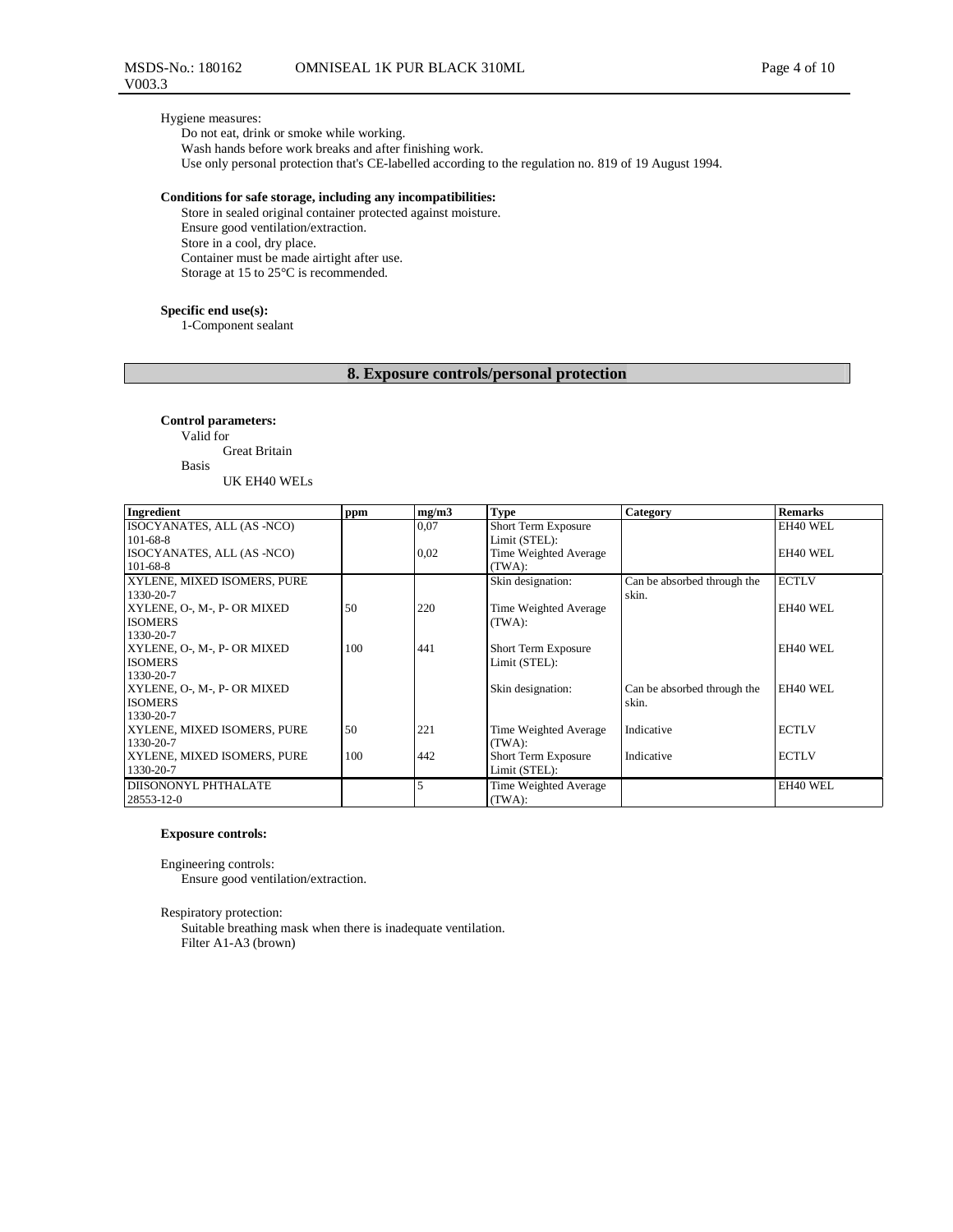Hygiene measures:

Do not eat, drink or smoke while working.
Wash hands before work breaks and after finishing work.
Use only personal protection that's CE-labelled according to the regulation no. 819 of 19 August 1994.

**Conditions for safe storage, including any incompatibilities:**

Store in sealed original container protected against moisture.
Ensure good ventilation/extraction.
Store in a cool, dry place.
Container must be made airtight after use.
Storage at 15 to 25°C is recommended.

**Specific end use(s):**

1-Component sealant

## 8. Exposure controls/personal protection

**Control parameters:**

Valid for
Great Britain
Basis
UK EH40 WELs

| Ingredient | ppm | mg/m3 | Type | Category | Remarks |
|---|---|---|---|---|---|
| ISOCYANATES, ALL (AS -NCO) 101-68-8 | | 0,07 | Short Term Exposure Limit (STEL): | | EH40 WEL |
| ISOCYANATES, ALL (AS -NCO) 101-68-8 | | 0,02 | Time Weighted Average (TWA): | | EH40 WEL |
| XYLENE, MIXED ISOMERS, PURE 1330-20-7 | | | Skin designation: | Can be absorbed through the skin. | ECTLV |
| XYLENE, O-, M-, P- OR MIXED ISOMERS 1330-20-7 | 50 | 220 | Time Weighted Average (TWA): | | EH40 WEL |
| XYLENE, O-, M-, P- OR MIXED ISOMERS 1330-20-7 | 100 | 441 | Short Term Exposure Limit (STEL): | | EH40 WEL |
| XYLENE, O-, M-, P- OR MIXED ISOMERS 1330-20-7 | | | Skin designation: | Can be absorbed through the skin. | EH40 WEL |
| XYLENE, MIXED ISOMERS, PURE 1330-20-7 | 50 | 221 | Time Weighted Average (TWA): | Indicative | ECTLV |
| XYLENE, MIXED ISOMERS, PURE 1330-20-7 | 100 | 442 | Short Term Exposure Limit (STEL): | Indicative | ECTLV |
| DIISONONYL PHTHALATE 28553-12-0 | | 5 | Time Weighted Average (TWA): | | EH40 WEL |

**Exposure controls:**

Engineering controls:
Ensure good ventilation/extraction.

Respiratory protection:
Suitable breathing mask when there is inadequate ventilation.
Filter A1-A3 (brown)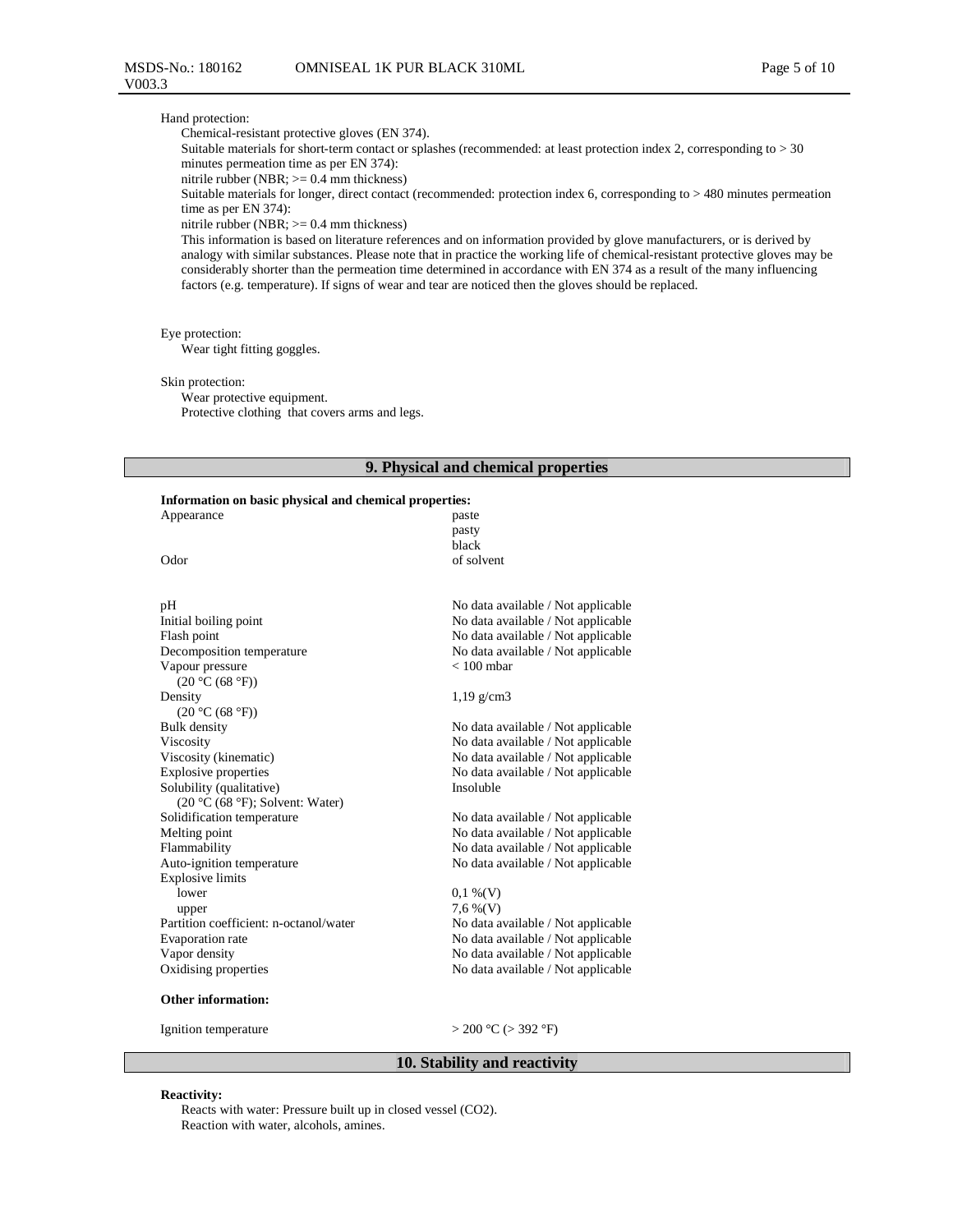Hand protection:

Chemical-resistant protective gloves (EN 374).
Suitable materials for short-term contact or splashes (recommended: at least protection index 2, corresponding to > 30 minutes permeation time as per EN 374):
nitrile rubber (NBR; >= 0.4 mm thickness)
Suitable materials for longer, direct contact (recommended: protection index 6, corresponding to > 480 minutes permeation time as per EN 374):
nitrile rubber (NBR; >= 0.4 mm thickness)
This information is based on literature references and on information provided by glove manufacturers, or is derived by analogy with similar substances. Please note that in practice the working life of chemical-resistant protective gloves may be considerably shorter than the permeation time determined in accordance with EN 374 as a result of the many influencing factors (e.g. temperature). If signs of wear and tear are noticed then the gloves should be replaced.

Eye protection:

Wear tight fitting goggles.

Skin protection:

Wear protective equipment.
Protective clothing that covers arms and legs.

## 9. Physical and chemical properties

**Information on basic physical and chemical properties:**

| | |
|---|---|
| Appearance | paste<br>pasty<br>black |
| Odor | of solvent |
| pH | No data available / Not applicable |
| Initial boiling point | No data available / Not applicable |
| Flash point | No data available / Not applicable |
| Decomposition temperature | No data available / Not applicable |
| Vapour pressure (20 °C (68 °F)) | < 100 mbar |
| Density (20 °C (68 °F)) | 1,19 g/cm3 |
| Bulk density | No data available / Not applicable |
| Viscosity | No data available / Not applicable |
| Viscosity (kinematic) | No data available / Not applicable |
| Explosive properties | No data available / Not applicable |
| Solubility (qualitative) (20 °C (68 °F); Solvent: Water) | Insoluble |
| Solidification temperature | No data available / Not applicable |
| Melting point | No data available / Not applicable |
| Flammability | No data available / Not applicable |
| Auto-ignition temperature | No data available / Not applicable |
| Explosive limits | |
| lower | 0,1 %(V) |
| upper | 7,6 %(V) |
| Partition coefficient: n-octanol/water | No data available / Not applicable |
| Evaporation rate | No data available / Not applicable |
| Vapor density | No data available / Not applicable |
| Oxidising properties | No data available / Not applicable |

**Other information:**

| | |
|---|---|
| Ignition temperature | > 200 °C (> 392 °F) |

## 10. Stability and reactivity

**Reactivity:**

Reacts with water: Pressure built up in closed vessel ($CO_2$).
Reaction with water, alcohols, amines.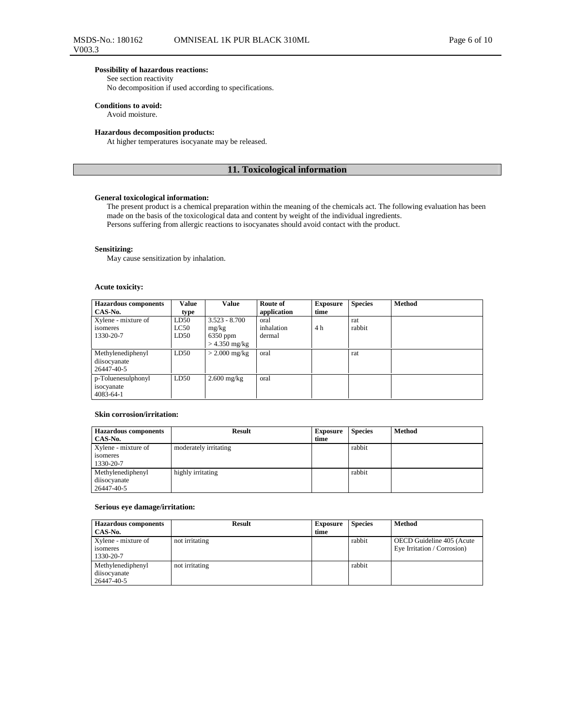**Possibility of hazardous reactions:**
See section reactivity
No decomposition if used according to specifications.

**Conditions to avoid:**
Avoid moisture.

**Hazardous decomposition products:**
At higher temperatures isocyanate may be released.

## 11. Toxicological information

**General toxicological information:**
The present product is a chemical preparation within the meaning of the chemicals act. The following evaluation has been made on the basis of the toxicological data and content by weight of the individual ingredients.
Persons suffering from allergic reactions to isocyanates should avoid contact with the product.

**Sensitizing:**
May cause sensitization by inhalation.

**Acute toxicity:**

| Hazardous components CAS-No. | Value type | Value | Route of application | Exposure time | Species | Method |
|---|---|---|---|---|---|---|
| Xylene - mixture of isomeres 1330-20-7 | LD50<br>LC50<br>LD50 | 3.523 - 8.700 mg/kg<br>6350 ppm<br>> 4.350 mg/kg | oral<br>inhalation<br>dermal | <br>4 h | rat<br>rabbit | |
| Methylenediphenyl diisocyanate 26447-40-5 | LD50 | > 2.000 mg/kg | oral | | rat | |
| p-Toluenesulphonyl isocyanate 4083-64-1 | LD50 | 2.600 mg/kg | oral | | | |

**Skin corrosion/irritation:**

| Hazardous components CAS-No. | Result | Exposure time | Species | Method |
|---|---|---|---|---|
| Xylene - mixture of isomeres 1330-20-7 | moderately irritating | | rabbit | |
| Methylenediphenyl diisocyanate 26447-40-5 | highly irritating | | rabbit | |

**Serious eye damage/irritation:**

| Hazardous components CAS-No. | Result | Exposure time | Species | Method |
|---|---|---|---|---|
| Xylene - mixture of isomeres 1330-20-7 | not irritating | | rabbit | OECD Guideline 405 (Acute Eye Irritation / Corrosion) |
| Methylenediphenyl diisocyanate 26447-40-5 | not irritating | | rabbit | |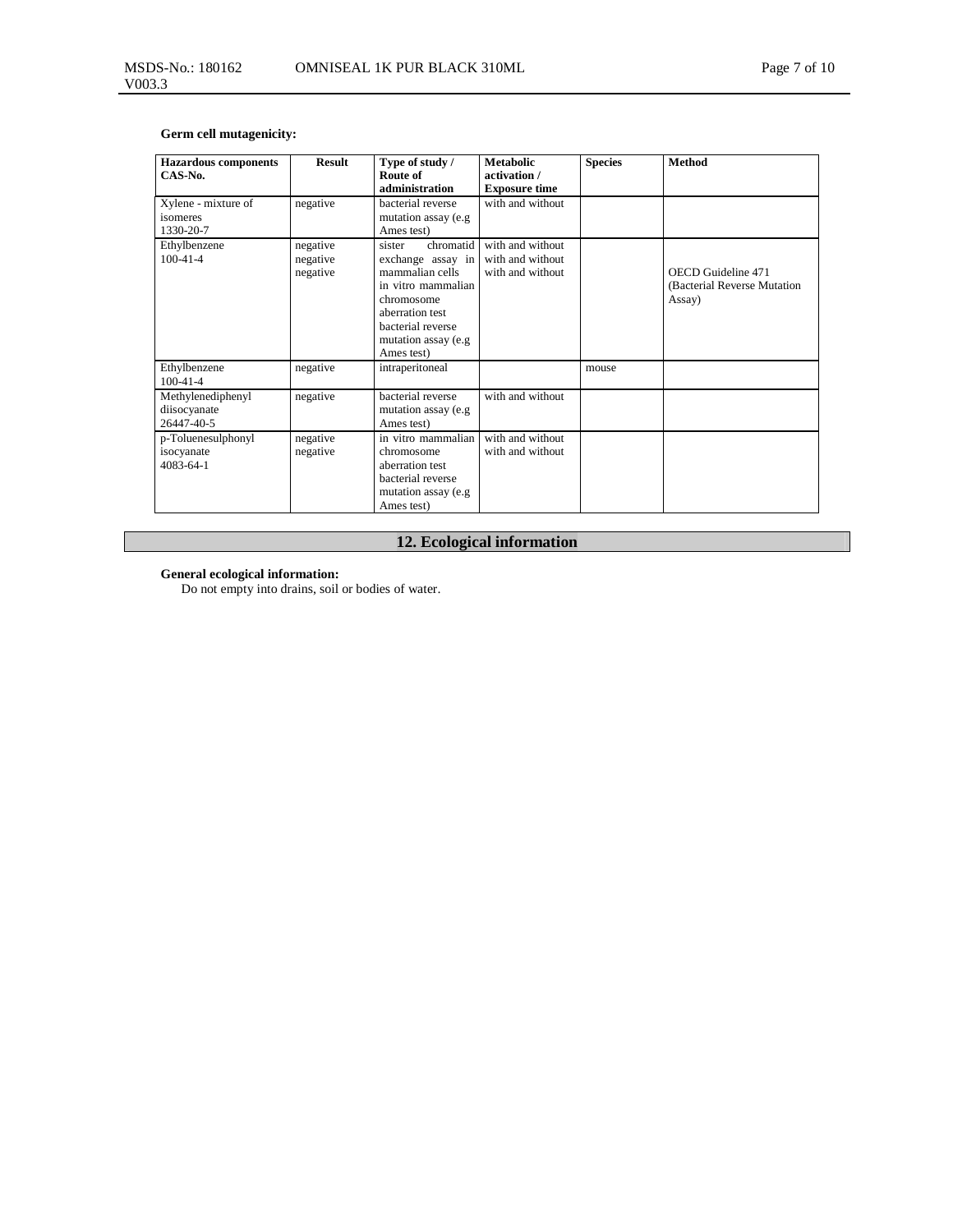**Germ cell mutagenicity:**

| Hazardous components CAS-No. | Result | Type of study / Route of administration | Metabolic activation / Exposure time | Species | Method |
|---|---|---|---|---|---|
| Xylene - mixture of isomeres 1330-20-7 | negative | bacterial reverse mutation assay (e.g Ames test) | with and without | | |
| Ethylbenzene 100-41-4 | negative<br>negative<br>negative | sister chromatid exchange assay in mammalian cells<br>in vitro mammalian chromosome aberration test<br>bacterial reverse mutation assay (e.g Ames test) | with and without<br>with and without<br>with and without | | OECD Guideline 471 (Bacterial Reverse Mutation Assay) |
| Ethylbenzene 100-41-4 | negative | intraperitoneal | | mouse | |
| Methylenediphenyl diisocyanate 26447-40-5 | negative | bacterial reverse mutation assay (e.g Ames test) | with and without | | |
| p-Toluenesulphonyl isocyanate 4083-64-1 | negative<br>negative | in vitro mammalian chromosome aberration test<br>bacterial reverse mutation assay (e.g Ames test) | with and without<br>with and without | | |

## 12. Ecological information

**General ecological information:**

Do not empty into drains, soil or bodies of water.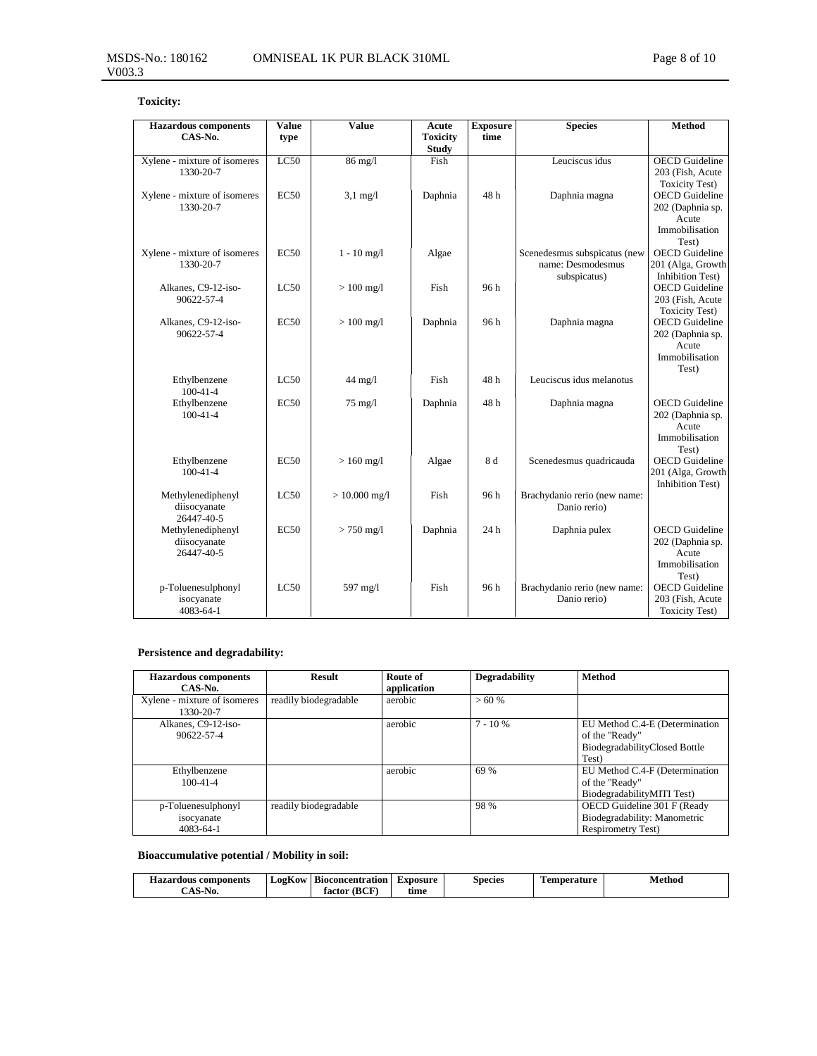**Toxicity:**

| Hazardous components CAS-No. | Value type | Value | Acute Toxicity Study | Exposure time | Species | Method |
|---|---|---|---|---|---|---|
| Xylene - mixture of isomeres 1330-20-7 | LC50 | 86 mg/l | Fish | | Leuciscus idus | OECD Guideline 203 (Fish, Acute Toxicity Test) |
| Xylene - mixture of isomeres 1330-20-7 | EC50 | 3,1 mg/l | Daphnia | 48 h | Daphnia magna | OECD Guideline 202 (Daphnia sp. Acute Immobilisation Test) |
| Xylene - mixture of isomeres 1330-20-7 | EC50 | 1 - 10 mg/l | Algae | | Scenedesmus subspicatus (new name: Desmodesmus subspicatus) | OECD Guideline 201 (Alga, Growth Inhibition Test) |
| Alkanes, C9-12-iso- 90622-57-4 | LC50 | > 100 mg/l | Fish | 96 h | | OECD Guideline 203 (Fish, Acute Toxicity Test) |
| Alkanes, C9-12-iso- 90622-57-4 | EC50 | > 100 mg/l | Daphnia | 96 h | Daphnia magna | OECD Guideline 202 (Daphnia sp. Acute Immobilisation Test) |
| Ethylbenzene 100-41-4 | LC50 | 44 mg/l | Fish | 48 h | Leuciscus idus melanotus | |
| Ethylbenzene 100-41-4 | EC50 | 75 mg/l | Daphnia | 48 h | Daphnia magna | OECD Guideline 202 (Daphnia sp. Acute Immobilisation Test) |
| Ethylbenzene 100-41-4 | EC50 | > 160 mg/l | Algae | 8 d | Scenedesmus quadricauda | OECD Guideline 201 (Alga, Growth Inhibition Test) |
| Methylenediphenyl diisocyanate 26447-40-5 | LC50 | > 10.000 mg/l | Fish | 96 h | Brachydanio rerio (new name: Danio rerio) | |
| Methylenediphenyl diisocyanate 26447-40-5 | EC50 | > 750 mg/l | Daphnia | 24 h | Daphnia pulex | OECD Guideline 202 (Daphnia sp. Acute Immobilisation Test) |
| p-Toluenesulphonyl isocyanate 4083-64-1 | LC50 | 597 mg/l | Fish | 96 h | Brachydanio rerio (new name: Danio rerio) | OECD Guideline 203 (Fish, Acute Toxicity Test) |

**Persistence and degradability:**

| Hazardous components CAS-No. | Result | Route of application | Degradability | Method |
|---|---|---|---|---|
| Xylene - mixture of isomeres 1330-20-7 | readily biodegradable | aerobic | > 60 % | |
| Alkanes, C9-12-iso- 90622-57-4 | | aerobic | 7 - 10 % | EU Method C.4-E (Determination of the "Ready" BiodegradabilityClosed Bottle Test) |
| Ethylbenzene 100-41-4 | | aerobic | 69 % | EU Method C.4-F (Determination of the "Ready" BiodegradabilityMITI Test) |
| p-Toluenesulphonyl isocyanate 4083-64-1 | readily biodegradable | | 98 % | OECD Guideline 301 F (Ready Biodegradability: Manometric Respirometry Test) |

**Bioaccumulative potential / Mobility in soil:**

| Hazardous components CAS-No. | LogKow | Bioconcentration factor (BCF) | Exposure time | Species | Temperature | Method |
|---|---|---|---|---|---|---|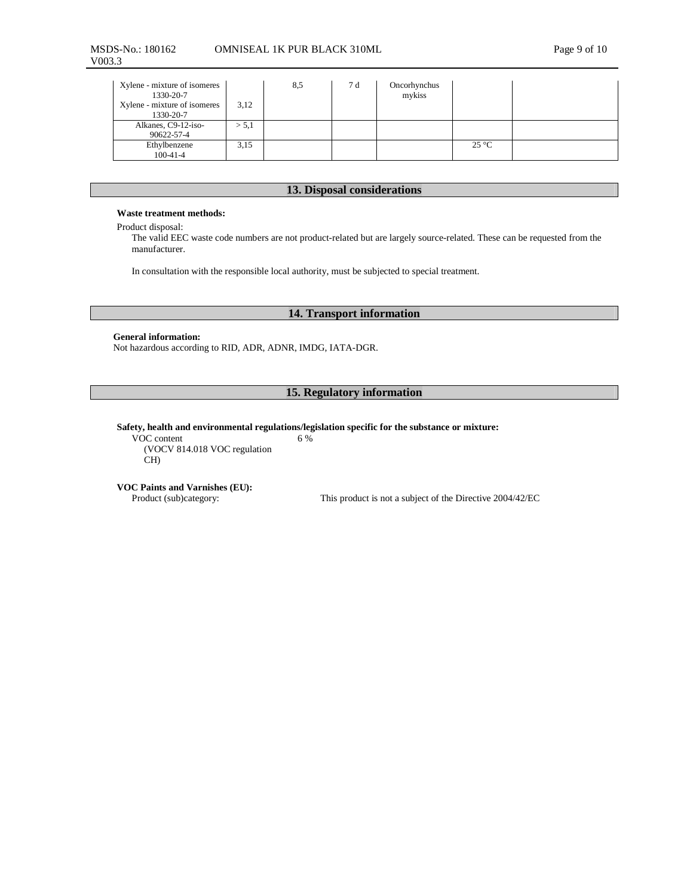| | | | | | | |
|---|---|---|---|---|---|---|
| Xylene - mixture of isomeres 1330-20-7 | | 8,5 | 7 d | Oncorhynchus mykiss | | |
| Xylene - mixture of isomeres 1330-20-7 | 3,12 | | | | | |
| Alkanes, C9-12-iso- 90622-57-4 | > 5,1 | | | | | |
| Ethylbenzene 100-41-4 | 3,15 | | | | 25 °C | |

## 13. Disposal considerations

**Waste treatment methods:**

Product disposal:

The valid EEC waste code numbers are not product-related but are largely source-related. These can be requested from the manufacturer.

In consultation with the responsible local authority, must be subjected to special treatment.

## 14. Transport information

**General information:**
Not hazardous according to RID, ADR, ADNR, IMDG, IATA-DGR.

## 15. Regulatory information

**Safety, health and environmental regulations/legislation specific for the substance or mixture:**

VOC content (VOCV 814.018 VOC regulation CH) 6 %

**VOC Paints and Varnishes (EU):**

Product (sub)category: This product is not a subject of the Directive 2004/42/EC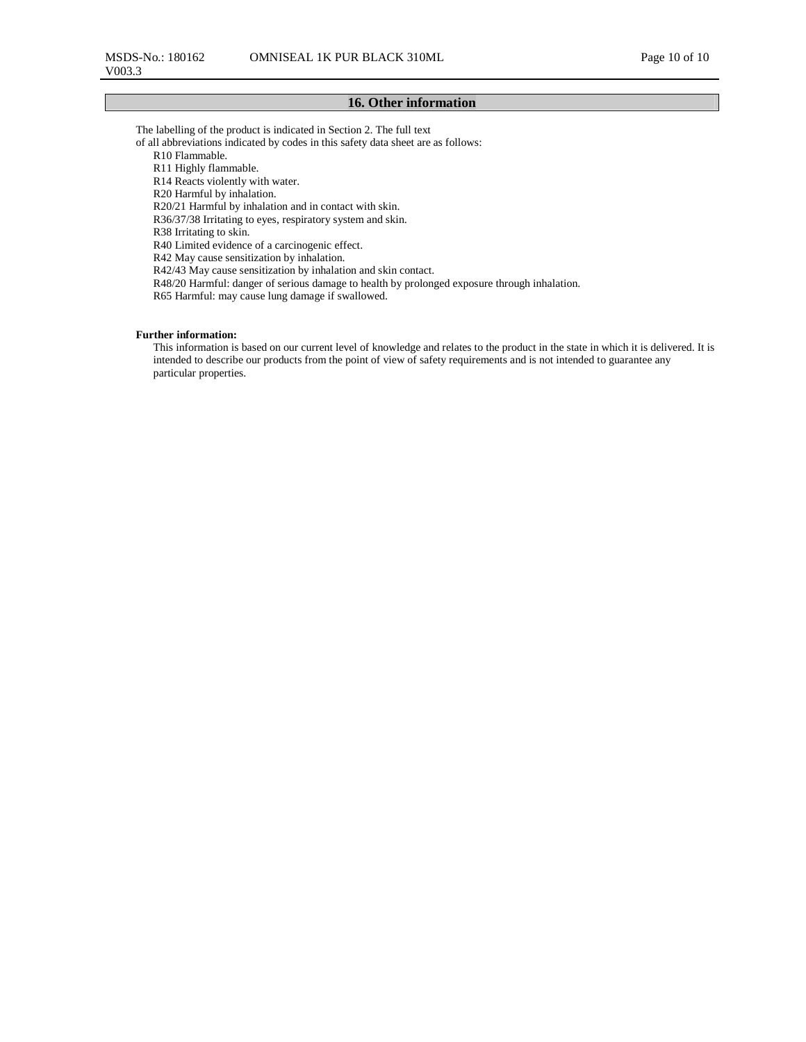## 16. Other information

The labelling of the product is indicated in Section 2. The full text of all abbreviations indicated by codes in this safety data sheet are as follows:

R10 Flammable.
R11 Highly flammable.
R14 Reacts violently with water.
R20 Harmful by inhalation.
R20/21 Harmful by inhalation and in contact with skin.
R36/37/38 Irritating to eyes, respiratory system and skin.
R38 Irritating to skin.
R40 Limited evidence of a carcinogenic effect.
R42 May cause sensitization by inhalation.
R42/43 May cause sensitization by inhalation and skin contact.
R48/20 Harmful: danger of serious damage to health by prolonged exposure through inhalation.
R65 Harmful: may cause lung damage if swallowed.

**Further information:**

This information is based on our current level of knowledge and relates to the product in the state in which it is delivered. It is intended to describe our products from the point of view of safety requirements and is not intended to guarantee any particular properties.